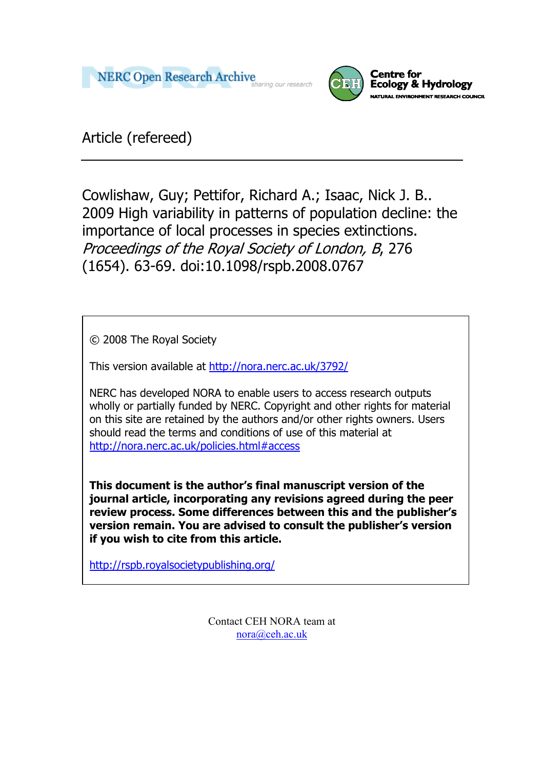NERC Open Research Archive

Centre for Ecology & Hydrology
NATURAL ENVIRONMENT RESEARCH COUNCIL

Article (refereed)

---

Cowlishaw, Guy; Pettifor, Richard A.; Isaac, Nick J. B.. 2009 High variability in patterns of population decline: the importance of local processes in species extinctions. *Proceedings of the Royal Society of London, B*, 276 (1654). 63-69. doi:10.1098/rspb.2008.0767

© 2008 The Royal Society

This version available at http://nora.nerc.ac.uk/3792/

NERC has developed NORA to enable users to access research outputs wholly or partially funded by NERC. Copyright and other rights for material on this site are retained by the authors and/or other rights owners. Users should read the terms and conditions of use of this material at http://nora.nerc.ac.uk/policies.html#access

**This document is the author's final manuscript version of the journal article, incorporating any revisions agreed during the peer review process. Some differences between this and the publisher's version remain. You are advised to consult the publisher's version if you wish to cite from this article.**

http://rspb.royalsocietypublishing.org/

Contact CEH NORA team at
nora@ceh.ac.uk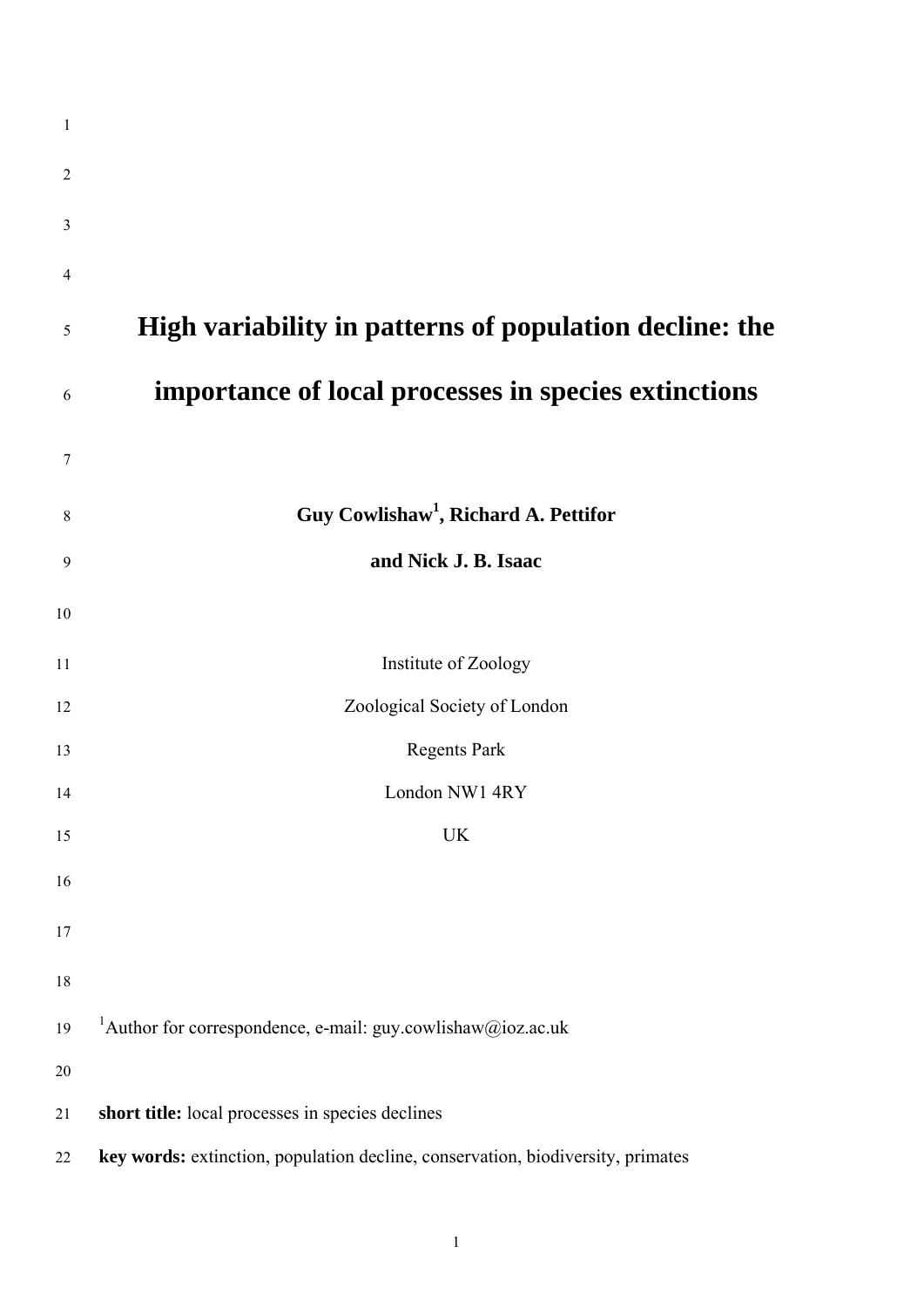# High variability in patterns of population decline: the importance of local processes in species extinctions

**Guy Cowlishaw[1], Richard A. Pettifor and Nick J. B. Isaac**

Institute of Zoology

Zoological Society of London

Regents Park

London NW1 4RY

UK

[1]Author for correspondence, e-mail: guy.cowlishaw@ioz.ac.uk

**short title:** local processes in species declines

**key words:** extinction, population decline, conservation, biodiversity, primates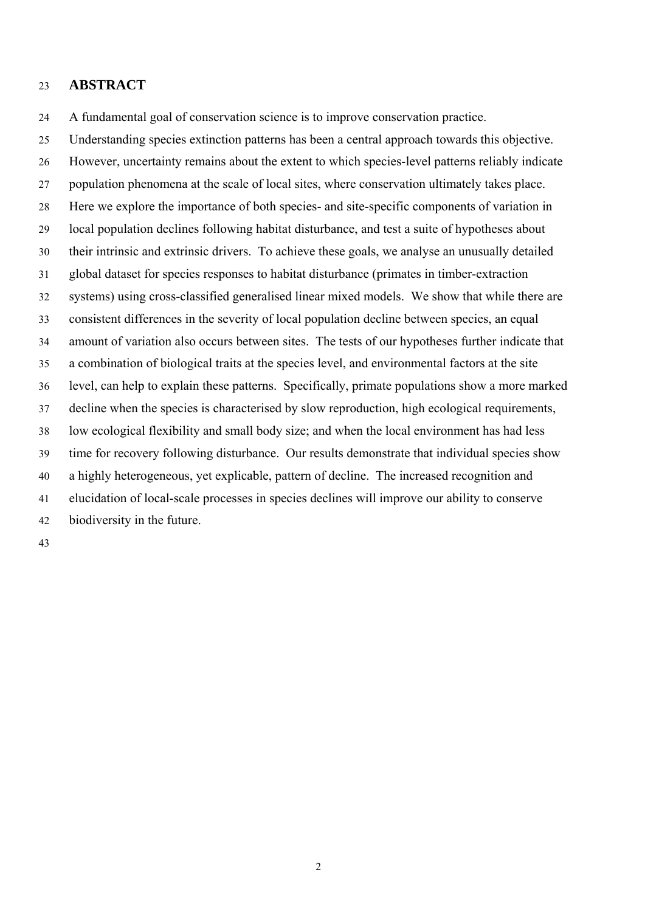## ABSTRACT

A fundamental goal of conservation science is to improve conservation practice. Understanding species extinction patterns has been a central approach towards this objective. However, uncertainty remains about the extent to which species-level patterns reliably indicate population phenomena at the scale of local sites, where conservation ultimately takes place. Here we explore the importance of both species- and site-specific components of variation in local population declines following habitat disturbance, and test a suite of hypotheses about their intrinsic and extrinsic drivers. To achieve these goals, we analyse an unusually detailed global dataset for species responses to habitat disturbance (primates in timber-extraction systems) using cross-classified generalised linear mixed models. We show that while there are consistent differences in the severity of local population decline between species, an equal amount of variation also occurs between sites. The tests of our hypotheses further indicate that a combination of biological traits at the species level, and environmental factors at the site level, can help to explain these patterns. Specifically, primate populations show a more marked decline when the species is characterised by slow reproduction, high ecological requirements, low ecological flexibility and small body size; and when the local environment has had less time for recovery following disturbance. Our results demonstrate that individual species show a highly heterogeneous, yet explicable, pattern of decline. The increased recognition and elucidation of local-scale processes in species declines will improve our ability to conserve biodiversity in the future.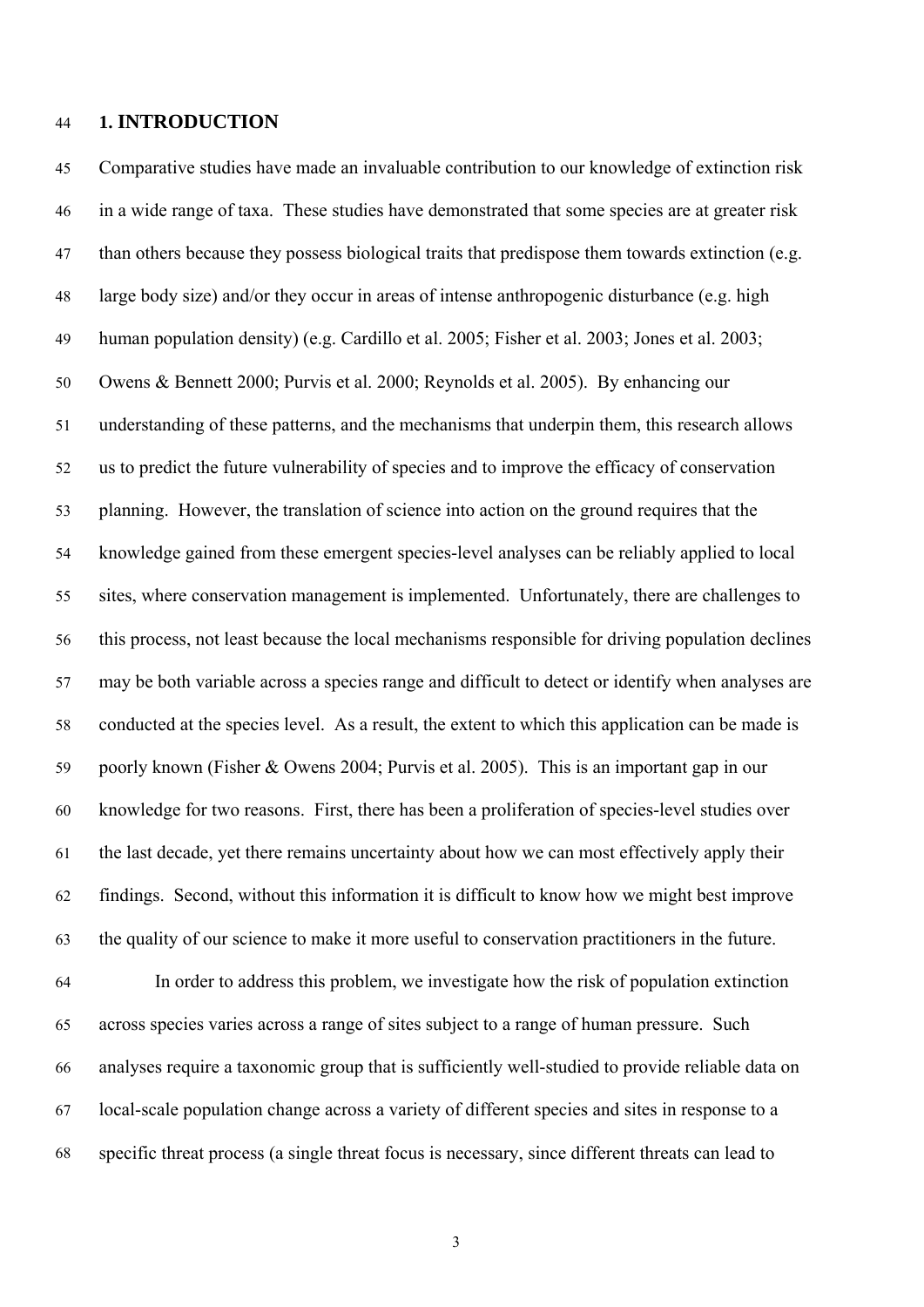## 1. INTRODUCTION

Comparative studies have made an invaluable contribution to our knowledge of extinction risk in a wide range of taxa. These studies have demonstrated that some species are at greater risk than others because they possess biological traits that predispose them towards extinction (e.g. large body size) and/or they occur in areas of intense anthropogenic disturbance (e.g. high human population density) (e.g. Cardillo et al. 2005; Fisher et al. 2003; Jones et al. 2003; Owens & Bennett 2000; Purvis et al. 2000; Reynolds et al. 2005). By enhancing our understanding of these patterns, and the mechanisms that underpin them, this research allows us to predict the future vulnerability of species and to improve the efficacy of conservation planning. However, the translation of science into action on the ground requires that the knowledge gained from these emergent species-level analyses can be reliably applied to local sites, where conservation management is implemented. Unfortunately, there are challenges to this process, not least because the local mechanisms responsible for driving population declines may be both variable across a species range and difficult to detect or identify when analyses are conducted at the species level. As a result, the extent to which this application can be made is poorly known (Fisher & Owens 2004; Purvis et al. 2005). This is an important gap in our knowledge for two reasons. First, there has been a proliferation of species-level studies over the last decade, yet there remains uncertainty about how we can most effectively apply their findings. Second, without this information it is difficult to know how we might best improve the quality of our science to make it more useful to conservation practitioners in the future.

In order to address this problem, we investigate how the risk of population extinction across species varies across a range of sites subject to a range of human pressure. Such analyses require a taxonomic group that is sufficiently well-studied to provide reliable data on local-scale population change across a variety of different species and sites in response to a specific threat process (a single threat focus is necessary, since different threats can lead to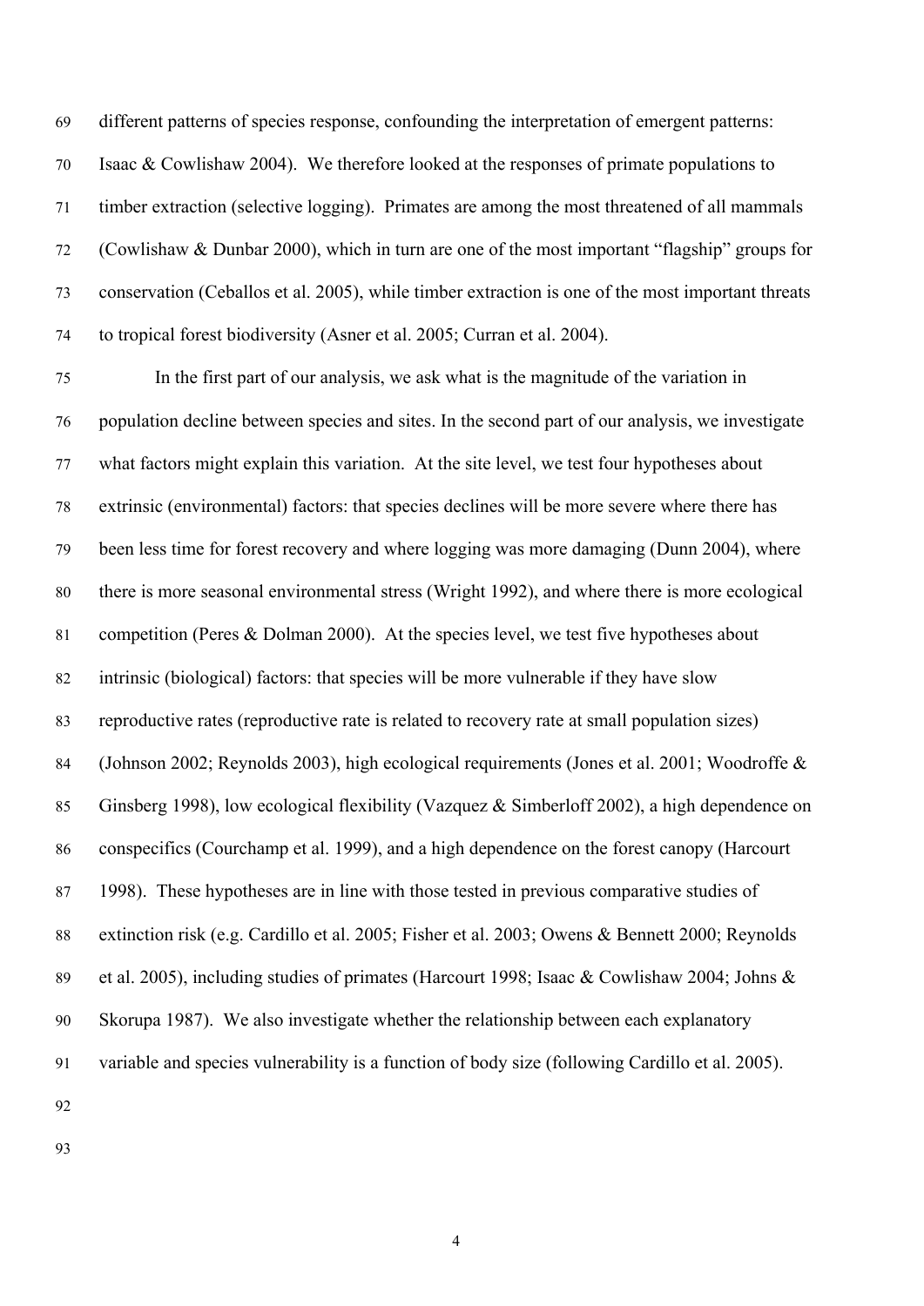different patterns of species response, confounding the interpretation of emergent patterns: Isaac & Cowlishaw 2004). We therefore looked at the responses of primate populations to timber extraction (selective logging). Primates are among the most threatened of all mammals (Cowlishaw & Dunbar 2000), which in turn are one of the most important "flagship" groups for conservation (Ceballos et al. 2005), while timber extraction is one of the most important threats to tropical forest biodiversity (Asner et al. 2005; Curran et al. 2004).

In the first part of our analysis, we ask what is the magnitude of the variation in population decline between species and sites. In the second part of our analysis, we investigate what factors might explain this variation. At the site level, we test four hypotheses about extrinsic (environmental) factors: that species declines will be more severe where there has been less time for forest recovery and where logging was more damaging (Dunn 2004), where there is more seasonal environmental stress (Wright 1992), and where there is more ecological competition (Peres & Dolman 2000). At the species level, we test five hypotheses about intrinsic (biological) factors: that species will be more vulnerable if they have slow reproductive rates (reproductive rate is related to recovery rate at small population sizes) (Johnson 2002; Reynolds 2003), high ecological requirements (Jones et al. 2001; Woodroffe & Ginsberg 1998), low ecological flexibility (Vazquez & Simberloff 2002), a high dependence on conspecifics (Courchamp et al. 1999), and a high dependence on the forest canopy (Harcourt 1998). These hypotheses are in line with those tested in previous comparative studies of extinction risk (e.g. Cardillo et al. 2005; Fisher et al. 2003; Owens & Bennett 2000; Reynolds et al. 2005), including studies of primates (Harcourt 1998; Isaac & Cowlishaw 2004; Johns & Skorupa 1987). We also investigate whether the relationship between each explanatory variable and species vulnerability is a function of body size (following Cardillo et al. 2005).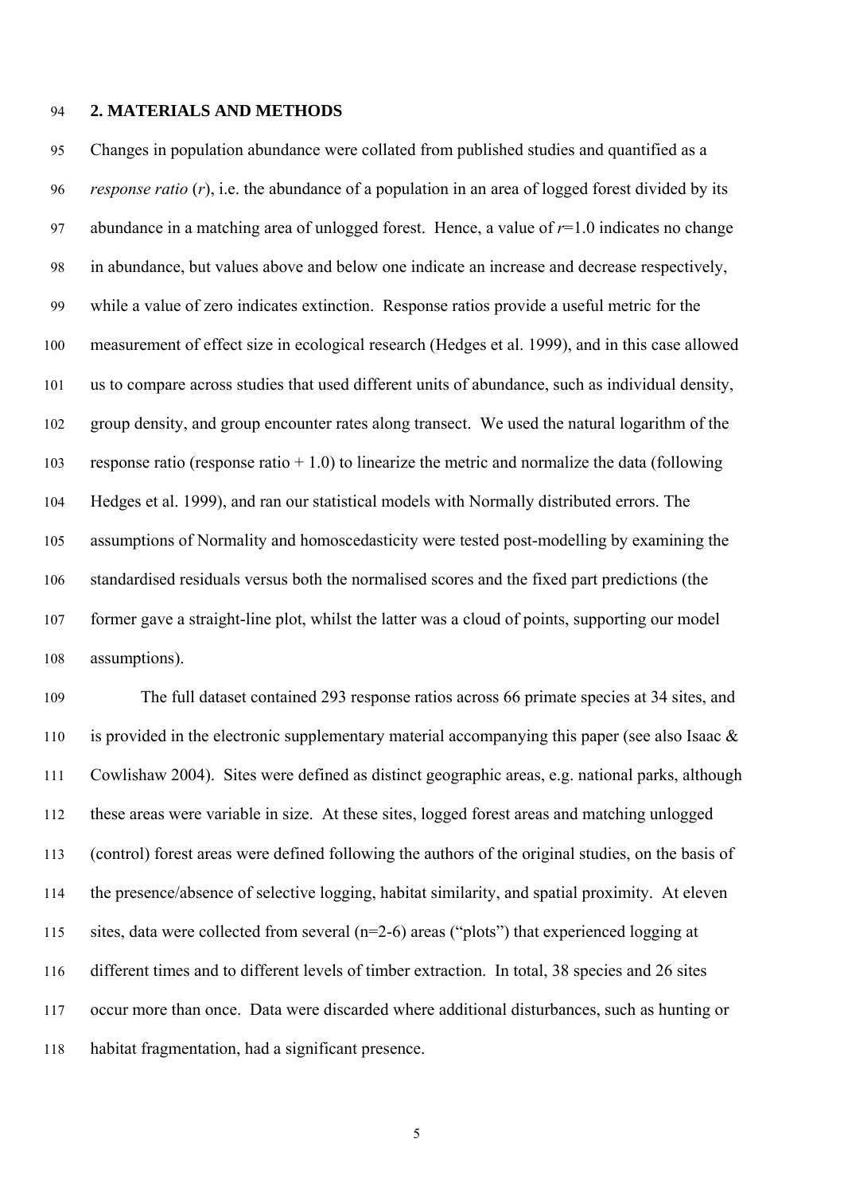## 2. MATERIALS AND METHODS

Changes in population abundance were collated from published studies and quantified as a *response ratio* ($r$), i.e. the abundance of a population in an area of logged forest divided by its abundance in a matching area of unlogged forest. Hence, a value of $r$=1.0 indicates no change in abundance, but values above and below one indicate an increase and decrease respectively, while a value of zero indicates extinction. Response ratios provide a useful metric for the measurement of effect size in ecological research (Hedges et al. 1999), and in this case allowed us to compare across studies that used different units of abundance, such as individual density, group density, and group encounter rates along transect. We used the natural logarithm of the response ratio (response ratio + 1.0) to linearize the metric and normalize the data (following Hedges et al. 1999), and ran our statistical models with Normally distributed errors. The assumptions of Normality and homoscedasticity were tested post-modelling by examining the standardised residuals versus both the normalised scores and the fixed part predictions (the former gave a straight-line plot, whilst the latter was a cloud of points, supporting our model assumptions).

The full dataset contained 293 response ratios across 66 primate species at 34 sites, and is provided in the electronic supplementary material accompanying this paper (see also Isaac & Cowlishaw 2004). Sites were defined as distinct geographic areas, e.g. national parks, although these areas were variable in size. At these sites, logged forest areas and matching unlogged (control) forest areas were defined following the authors of the original studies, on the basis of the presence/absence of selective logging, habitat similarity, and spatial proximity. At eleven sites, data were collected from several (n=2-6) areas ("plots") that experienced logging at different times and to different levels of timber extraction. In total, 38 species and 26 sites occur more than once. Data were discarded where additional disturbances, such as hunting or habitat fragmentation, had a significant presence.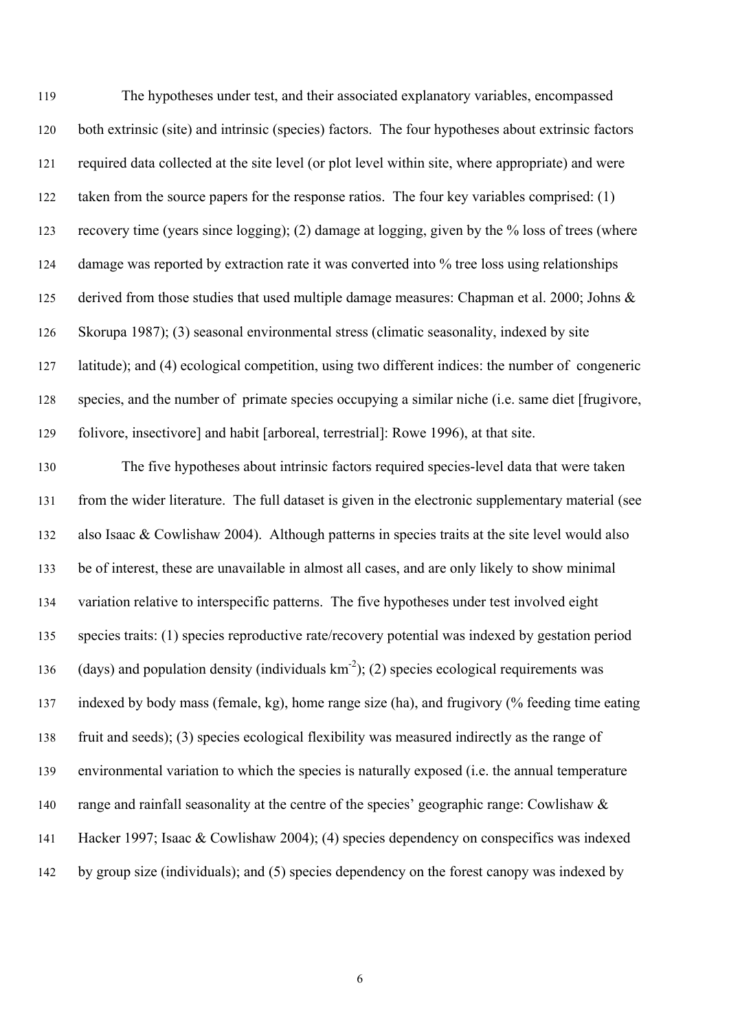The hypotheses under test, and their associated explanatory variables, encompassed both extrinsic (site) and intrinsic (species) factors. The four hypotheses about extrinsic factors required data collected at the site level (or plot level within site, where appropriate) and were taken from the source papers for the response ratios. The four key variables comprised: (1) recovery time (years since logging); (2) damage at logging, given by the % loss of trees (where damage was reported by extraction rate it was converted into % tree loss using relationships derived from those studies that used multiple damage measures: Chapman et al. 2000; Johns & Skorupa 1987); (3) seasonal environmental stress (climatic seasonality, indexed by site latitude); and (4) ecological competition, using two different indices: the number of congeneric species, and the number of primate species occupying a similar niche (i.e. same diet [frugivore, folivore, insectivore] and habit [arboreal, terrestrial]: Rowe 1996), at that site.

The five hypotheses about intrinsic factors required species-level data that were taken from the wider literature. The full dataset is given in the electronic supplementary material (see also Isaac & Cowlishaw 2004). Although patterns in species traits at the site level would also be of interest, these are unavailable in almost all cases, and are only likely to show minimal variation relative to interspecific patterns. The five hypotheses under test involved eight species traits: (1) species reproductive rate/recovery potential was indexed by gestation period (days) and population density (individuals $km^{-2}$); (2) species ecological requirements was indexed by body mass (female, kg), home range size (ha), and frugivory (% feeding time eating fruit and seeds); (3) species ecological flexibility was measured indirectly as the range of environmental variation to which the species is naturally exposed (i.e. the annual temperature range and rainfall seasonality at the centre of the species' geographic range: Cowlishaw & Hacker 1997; Isaac & Cowlishaw 2004); (4) species dependency on conspecifics was indexed by group size (individuals); and (5) species dependency on the forest canopy was indexed by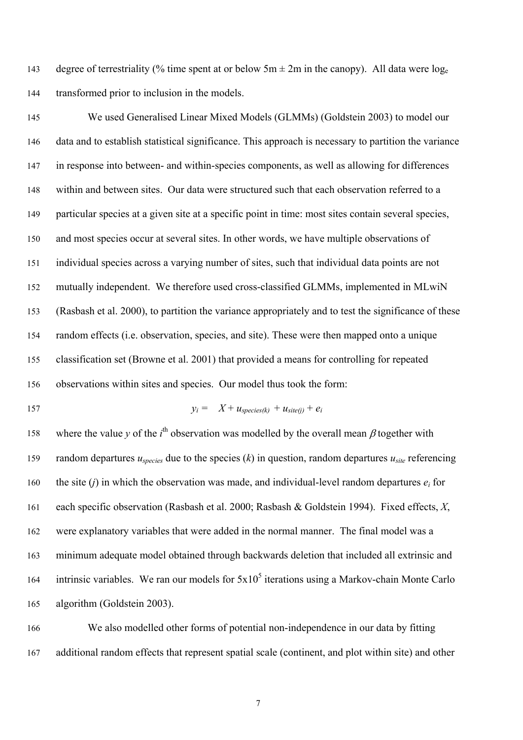degree of terrestriality (% time spent at or below 5m ± 2m in the canopy). All data were $\log_e$ transformed prior to inclusion in the models.

We used Generalised Linear Mixed Models (GLMMs) (Goldstein 2003) to model our data and to establish statistical significance. This approach is necessary to partition the variance in response into between- and within-species components, as well as allowing for differences within and between sites. Our data were structured such that each observation referred to a particular species at a given site at a specific point in time: most sites contain several species, and most species occur at several sites. In other words, we have multiple observations of individual species across a varying number of sites, such that individual data points are not mutually independent. We therefore used cross-classified GLMMs, implemented in MLwiN (Rasbash et al. 2000), to partition the variance appropriately and to test the significance of these random effects (i.e. observation, species, and site). These were then mapped onto a unique classification set (Browne et al. 2001) that provided a means for controlling for repeated observations within sites and species. Our model thus took the form:

$$y_i = \quad X + u_{species(k)} + u_{site(j)} + e_i$$

where the value $y$ of the $i^{th}$ observation was modelled by the overall mean $\beta$ together with random departures $u_{species}$ due to the species ($k$) in question, random departures $u_{site}$ referencing the site ($j$) in which the observation was made, and individual-level random departures $e_i$ for each specific observation (Rasbash et al. 2000; Rasbash & Goldstein 1994). Fixed effects, $X$, were explanatory variables that were added in the normal manner. The final model was a minimum adequate model obtained through backwards deletion that included all extrinsic and intrinsic variables. We ran our models for $5 \times 10^5$ iterations using a Markov-chain Monte Carlo algorithm (Goldstein 2003).

We also modelled other forms of potential non-independence in our data by fitting additional random effects that represent spatial scale (continent, and plot within site) and other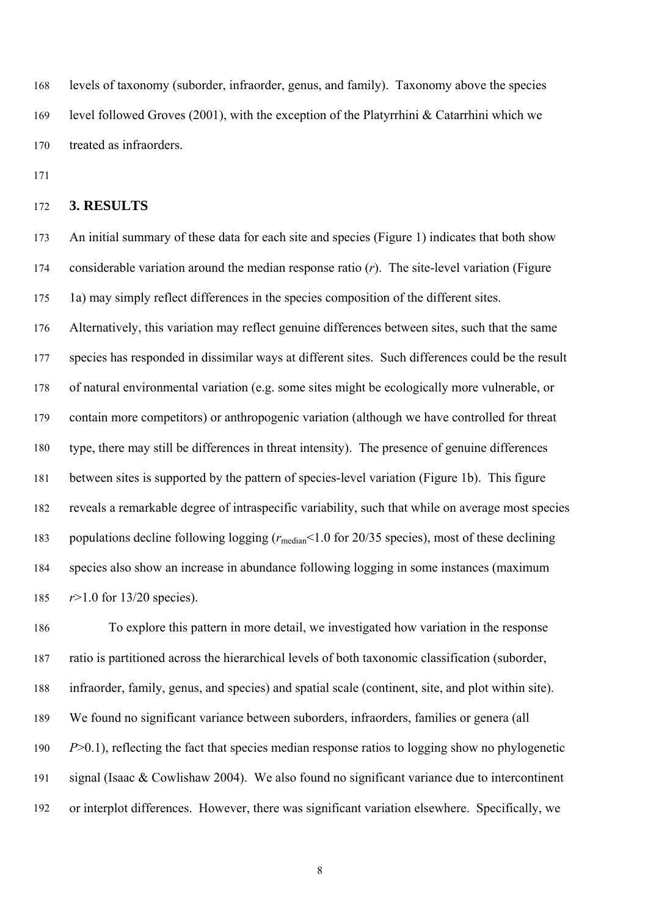levels of taxonomy (suborder, infraorder, genus, and family). Taxonomy above the species level followed Groves (2001), with the exception of the Platyrrhini & Catarrhini which we treated as infraorders.

## 3. RESULTS

An initial summary of these data for each site and species (Figure 1) indicates that both show considerable variation around the median response ratio (*r*). The site-level variation (Figure 1a) may simply reflect differences in the species composition of the different sites. Alternatively, this variation may reflect genuine differences between sites, such that the same species has responded in dissimilar ways at different sites. Such differences could be the result of natural environmental variation (e.g. some sites might be ecologically more vulnerable, or contain more competitors) or anthropogenic variation (although we have controlled for threat type, there may still be differences in threat intensity). The presence of genuine differences between sites is supported by the pattern of species-level variation (Figure 1b). This figure reveals a remarkable degree of intraspecific variability, such that while on average most species populations decline following logging ($r_{median}$<1.0 for 20/35 species), most of these declining species also show an increase in abundance following logging in some instances (maximum $r$>1.0 for 13/20 species).

To explore this pattern in more detail, we investigated how variation in the response ratio is partitioned across the hierarchical levels of both taxonomic classification (suborder, infraorder, family, genus, and species) and spatial scale (continent, site, and plot within site). We found no significant variance between suborders, infraorders, families or genera (all $P$>0.1), reflecting the fact that species median response ratios to logging show no phylogenetic signal (Isaac & Cowlishaw 2004). We also found no significant variance due to intercontinent or interplot differences. However, there was significant variation elsewhere. Specifically, we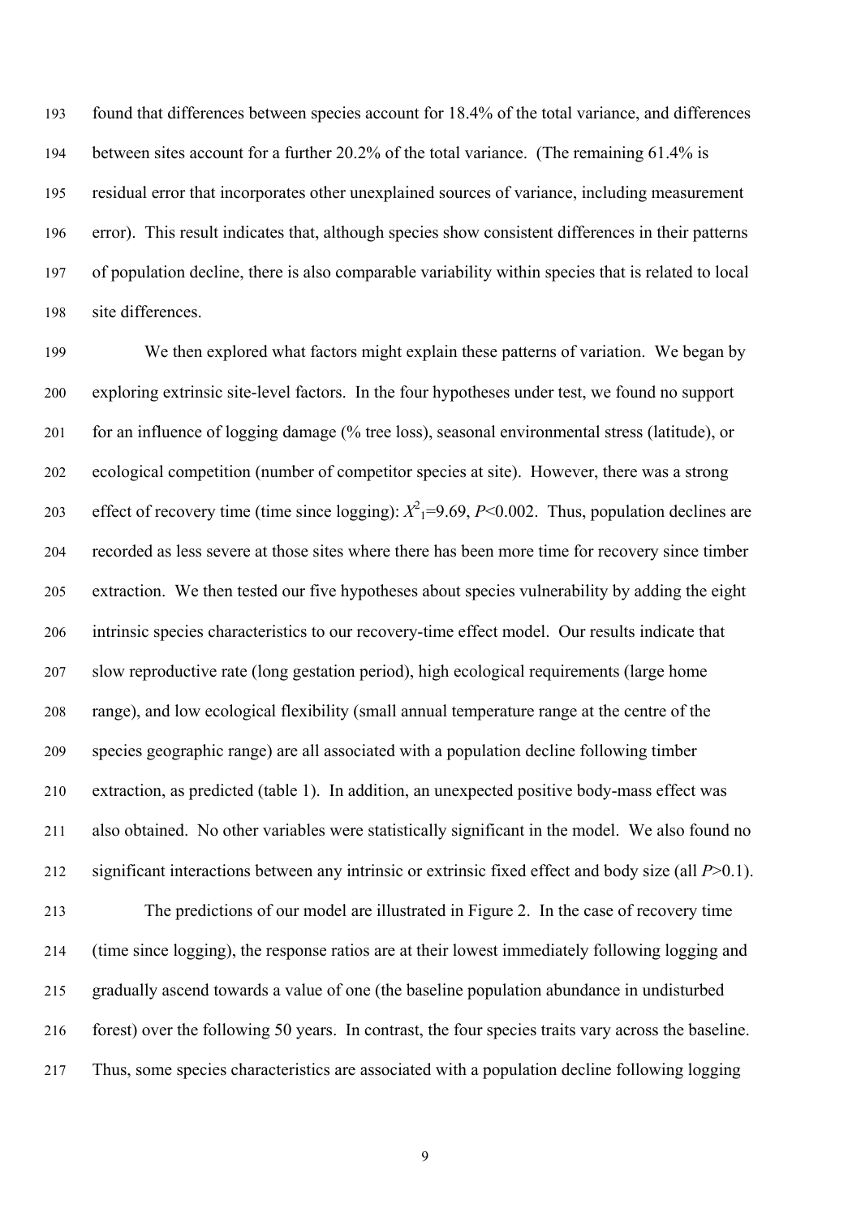found that differences between species account for 18.4% of the total variance, and differences between sites account for a further 20.2% of the total variance. (The remaining 61.4% is residual error that incorporates other unexplained sources of variance, including measurement error). This result indicates that, although species show consistent differences in their patterns of population decline, there is also comparable variability within species that is related to local site differences.

We then explored what factors might explain these patterns of variation. We began by exploring extrinsic site-level factors. In the four hypotheses under test, we found no support for an influence of logging damage (% tree loss), seasonal environmental stress (latitude), or ecological competition (number of competitor species at site). However, there was a strong effect of recovery time (time since logging): $X^2_1$=9.69, $P$<0.002. Thus, population declines are recorded as less severe at those sites where there has been more time for recovery since timber extraction. We then tested our five hypotheses about species vulnerability by adding the eight intrinsic species characteristics to our recovery-time effect model. Our results indicate that slow reproductive rate (long gestation period), high ecological requirements (large home range), and low ecological flexibility (small annual temperature range at the centre of the species geographic range) are all associated with a population decline following timber extraction, as predicted (table 1). In addition, an unexpected positive body-mass effect was also obtained. No other variables were statistically significant in the model. We also found no significant interactions between any intrinsic or extrinsic fixed effect and body size (all $P$>0.1).

The predictions of our model are illustrated in Figure 2. In the case of recovery time (time since logging), the response ratios are at their lowest immediately following logging and gradually ascend towards a value of one (the baseline population abundance in undisturbed forest) over the following 50 years. In contrast, the four species traits vary across the baseline. Thus, some species characteristics are associated with a population decline following logging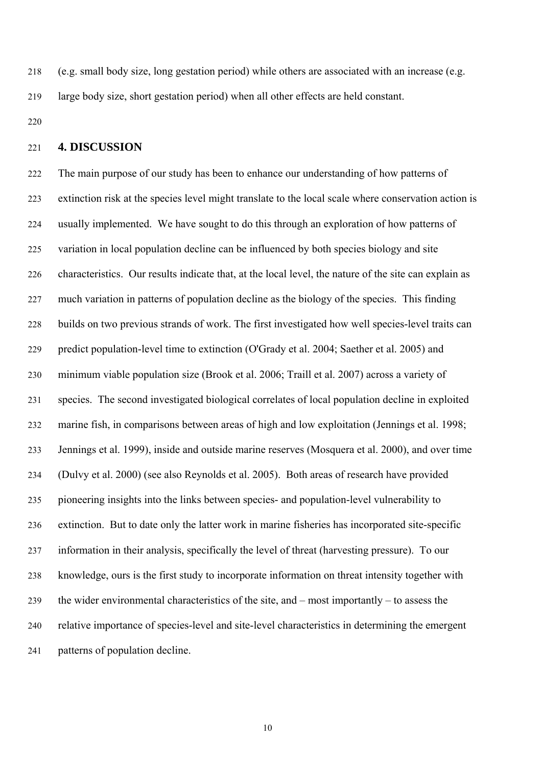(e.g. small body size, long gestation period) while others are associated with an increase (e.g. large body size, short gestation period) when all other effects are held constant.

## 4. DISCUSSION

The main purpose of our study has been to enhance our understanding of how patterns of extinction risk at the species level might translate to the local scale where conservation action is usually implemented. We have sought to do this through an exploration of how patterns of variation in local population decline can be influenced by both species biology and site characteristics. Our results indicate that, at the local level, the nature of the site can explain as much variation in patterns of population decline as the biology of the species. This finding builds on two previous strands of work. The first investigated how well species-level traits can predict population-level time to extinction (O'Grady et al. 2004; Saether et al. 2005) and minimum viable population size (Brook et al. 2006; Traill et al. 2007) across a variety of species. The second investigated biological correlates of local population decline in exploited marine fish, in comparisons between areas of high and low exploitation (Jennings et al. 1998; Jennings et al. 1999), inside and outside marine reserves (Mosquera et al. 2000), and over time (Dulvy et al. 2000) (see also Reynolds et al. 2005). Both areas of research have provided pioneering insights into the links between species- and population-level vulnerability to extinction. But to date only the latter work in marine fisheries has incorporated site-specific information in their analysis, specifically the level of threat (harvesting pressure). To our knowledge, ours is the first study to incorporate information on threat intensity together with the wider environmental characteristics of the site, and – most importantly – to assess the relative importance of species-level and site-level characteristics in determining the emergent patterns of population decline.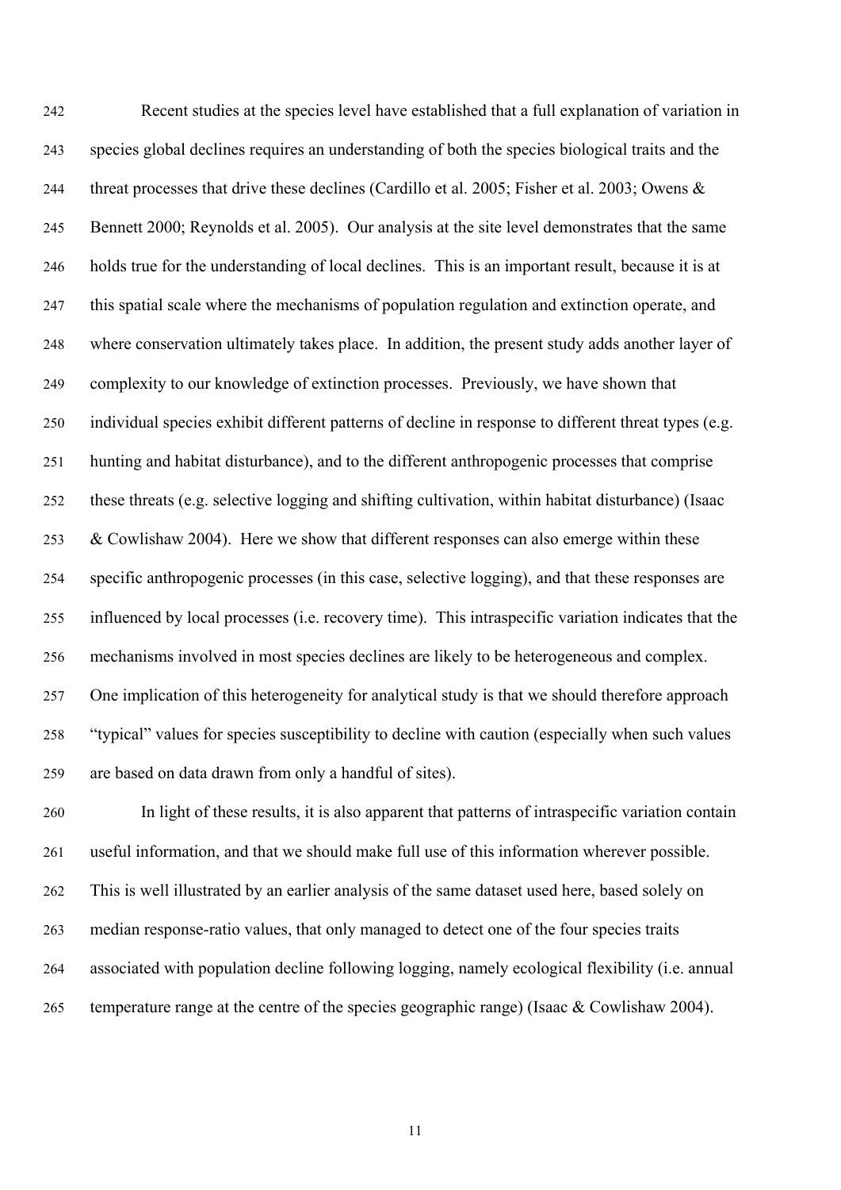Recent studies at the species level have established that a full explanation of variation in species global declines requires an understanding of both the species biological traits and the threat processes that drive these declines (Cardillo et al. 2005; Fisher et al. 2003; Owens & Bennett 2000; Reynolds et al. 2005). Our analysis at the site level demonstrates that the same holds true for the understanding of local declines. This is an important result, because it is at this spatial scale where the mechanisms of population regulation and extinction operate, and where conservation ultimately takes place. In addition, the present study adds another layer of complexity to our knowledge of extinction processes. Previously, we have shown that individual species exhibit different patterns of decline in response to different threat types (e.g. hunting and habitat disturbance), and to the different anthropogenic processes that comprise these threats (e.g. selective logging and shifting cultivation, within habitat disturbance) (Isaac & Cowlishaw 2004). Here we show that different responses can also emerge within these specific anthropogenic processes (in this case, selective logging), and that these responses are influenced by local processes (i.e. recovery time). This intraspecific variation indicates that the mechanisms involved in most species declines are likely to be heterogeneous and complex. One implication of this heterogeneity for analytical study is that we should therefore approach "typical" values for species susceptibility to decline with caution (especially when such values are based on data drawn from only a handful of sites).

In light of these results, it is also apparent that patterns of intraspecific variation contain useful information, and that we should make full use of this information wherever possible. This is well illustrated by an earlier analysis of the same dataset used here, based solely on median response-ratio values, that only managed to detect one of the four species traits associated with population decline following logging, namely ecological flexibility (i.e. annual temperature range at the centre of the species geographic range) (Isaac & Cowlishaw 2004).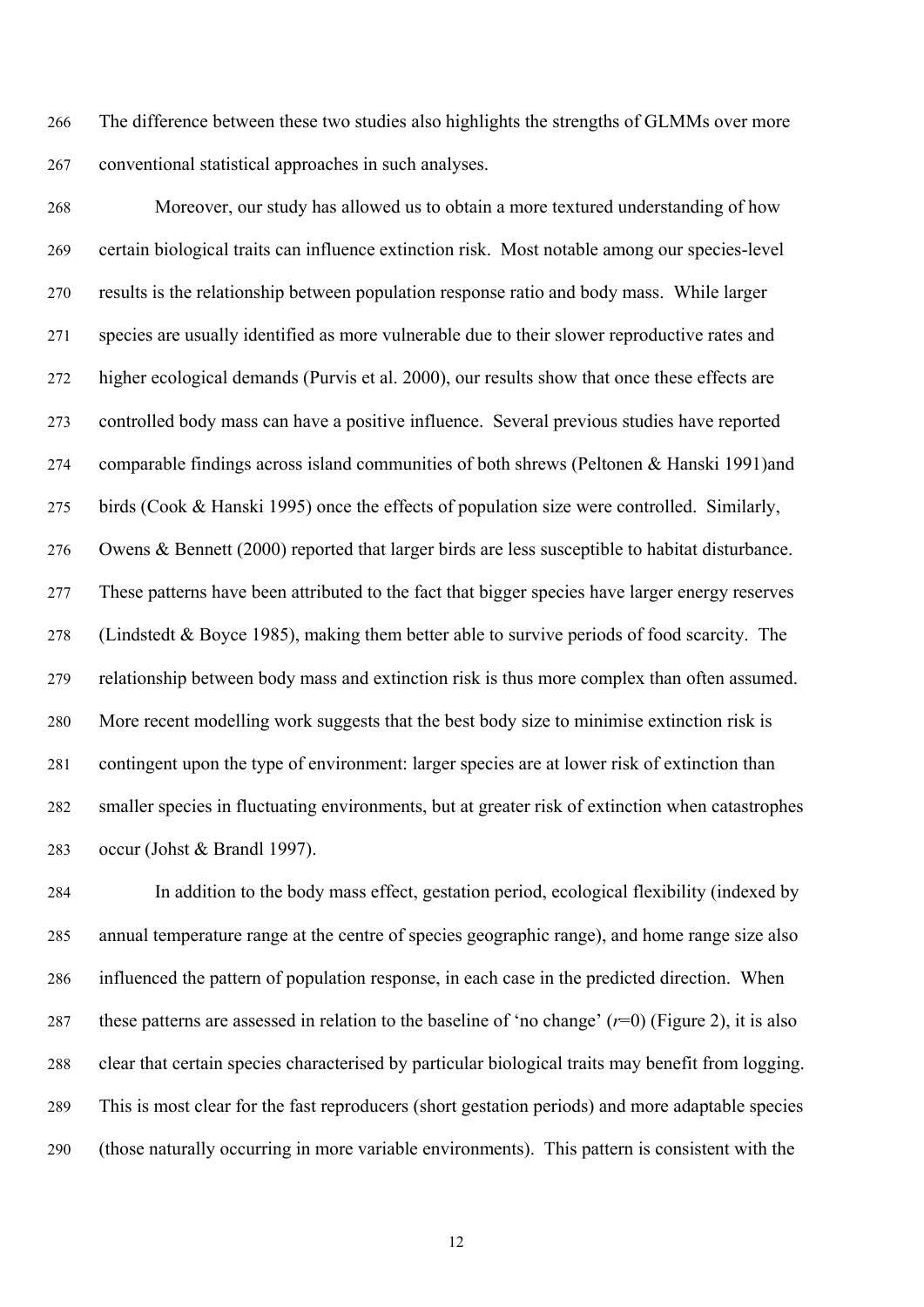The difference between these two studies also highlights the strengths of GLMMs over more conventional statistical approaches in such analyses.

Moreover, our study has allowed us to obtain a more textured understanding of how certain biological traits can influence extinction risk. Most notable among our species-level results is the relationship between population response ratio and body mass. While larger species are usually identified as more vulnerable due to their slower reproductive rates and higher ecological demands (Purvis et al. 2000), our results show that once these effects are controlled body mass can have a positive influence. Several previous studies have reported comparable findings across island communities of both shrews (Peltonen & Hanski 1991)and birds (Cook & Hanski 1995) once the effects of population size were controlled. Similarly, Owens & Bennett (2000) reported that larger birds are less susceptible to habitat disturbance. These patterns have been attributed to the fact that bigger species have larger energy reserves (Lindstedt & Boyce 1985), making them better able to survive periods of food scarcity. The relationship between body mass and extinction risk is thus more complex than often assumed. More recent modelling work suggests that the best body size to minimise extinction risk is contingent upon the type of environment: larger species are at lower risk of extinction than smaller species in fluctuating environments, but at greater risk of extinction when catastrophes occur (Johst & Brandl 1997).

In addition to the body mass effect, gestation period, ecological flexibility (indexed by annual temperature range at the centre of species geographic range), and home range size also influenced the pattern of population response, in each case in the predicted direction. When these patterns are assessed in relation to the baseline of 'no change' ($r$=0) (Figure 2), it is also clear that certain species characterised by particular biological traits may benefit from logging. This is most clear for the fast reproducers (short gestation periods) and more adaptable species (those naturally occurring in more variable environments). This pattern is consistent with the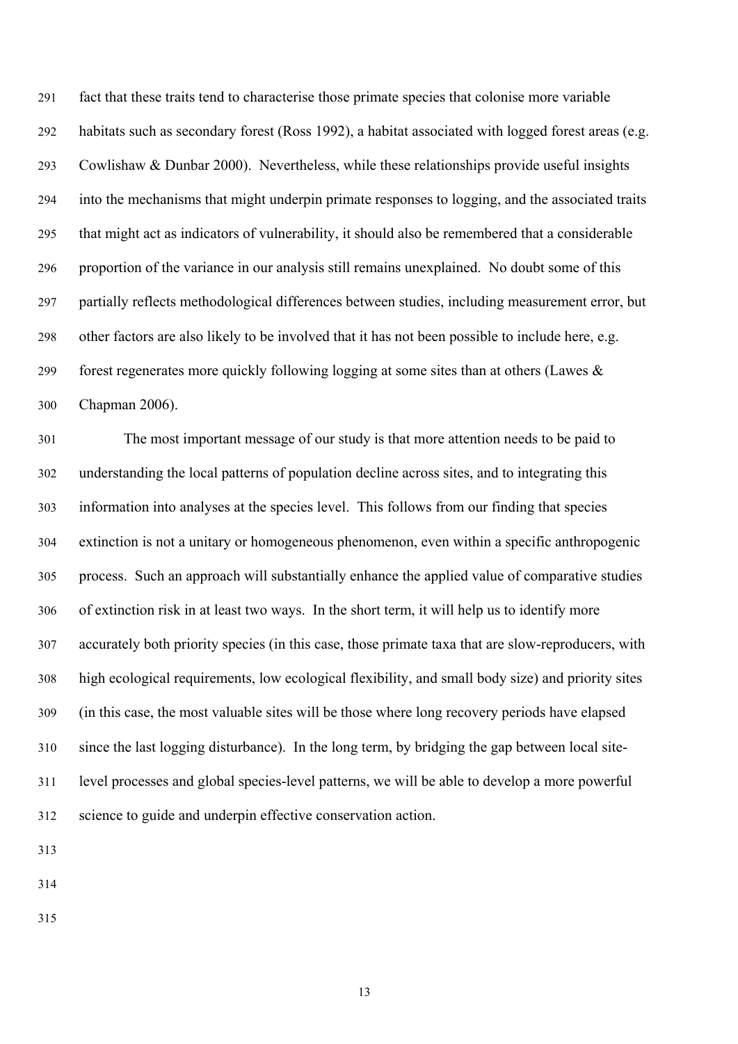fact that these traits tend to characterise those primate species that colonise more variable habitats such as secondary forest (Ross 1992), a habitat associated with logged forest areas (e.g. Cowlishaw & Dunbar 2000). Nevertheless, while these relationships provide useful insights into the mechanisms that might underpin primate responses to logging, and the associated traits that might act as indicators of vulnerability, it should also be remembered that a considerable proportion of the variance in our analysis still remains unexplained. No doubt some of this partially reflects methodological differences between studies, including measurement error, but other factors are also likely to be involved that it has not been possible to include here, e.g. forest regenerates more quickly following logging at some sites than at others (Lawes & Chapman 2006).

The most important message of our study is that more attention needs to be paid to understanding the local patterns of population decline across sites, and to integrating this information into analyses at the species level. This follows from our finding that species extinction is not a unitary or homogeneous phenomenon, even within a specific anthropogenic process. Such an approach will substantially enhance the applied value of comparative studies of extinction risk in at least two ways. In the short term, it will help us to identify more accurately both priority species (in this case, those primate taxa that are slow-reproducers, with high ecological requirements, low ecological flexibility, and small body size) and priority sites (in this case, the most valuable sites will be those where long recovery periods have elapsed since the last logging disturbance). In the long term, by bridging the gap between local site-level processes and global species-level patterns, we will be able to develop a more powerful science to guide and underpin effective conservation action.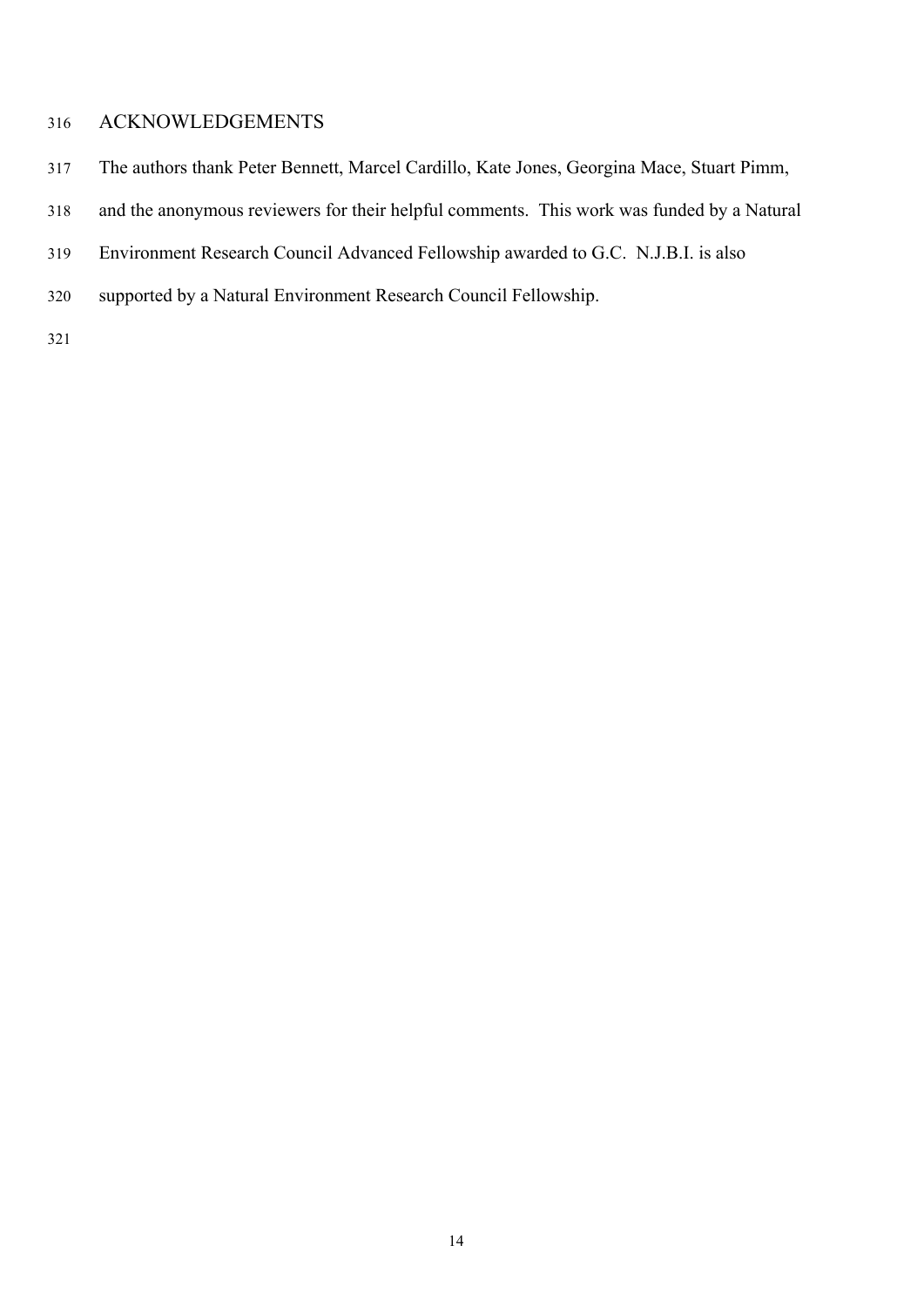## ACKNOWLEDGEMENTS

The authors thank Peter Bennett, Marcel Cardillo, Kate Jones, Georgina Mace, Stuart Pimm, and the anonymous reviewers for their helpful comments. This work was funded by a Natural Environment Research Council Advanced Fellowship awarded to G.C. N.J.B.I. is also supported by a Natural Environment Research Council Fellowship.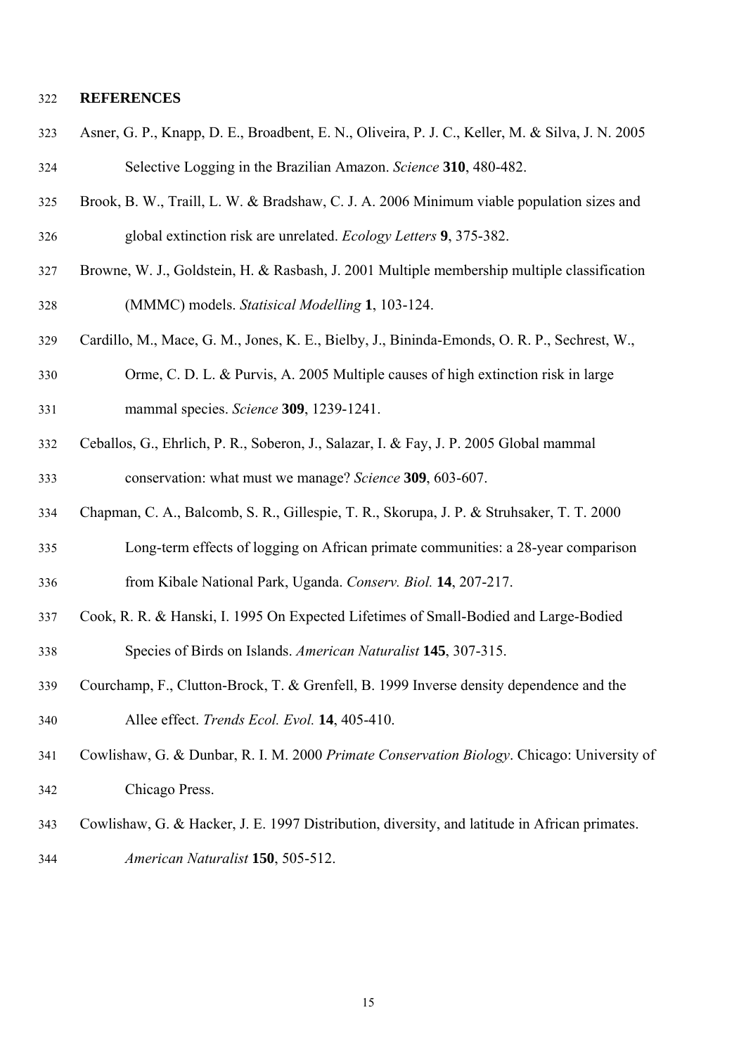## REFERENCES

Asner, G. P., Knapp, D. E., Broadbent, E. N., Oliveira, P. J. C., Keller, M. & Silva, J. N. 2005 Selective Logging in the Brazilian Amazon. *Science* **310**, 480-482.

Brook, B. W., Traill, L. W. & Bradshaw, C. J. A. 2006 Minimum viable population sizes and global extinction risk are unrelated. *Ecology Letters* **9**, 375-382.

Browne, W. J., Goldstein, H. & Rasbash, J. 2001 Multiple membership multiple classification (MMMC) models. *Statisical Modelling* **1**, 103-124.

Cardillo, M., Mace, G. M., Jones, K. E., Bielby, J., Bininda-Emonds, O. R. P., Sechrest, W., Orme, C. D. L. & Purvis, A. 2005 Multiple causes of high extinction risk in large mammal species. *Science* **309**, 1239-1241.

Ceballos, G., Ehrlich, P. R., Soberon, J., Salazar, I. & Fay, J. P. 2005 Global mammal conservation: what must we manage? *Science* **309**, 603-607.

Chapman, C. A., Balcomb, S. R., Gillespie, T. R., Skorupa, J. P. & Struhsaker, T. T. 2000 Long-term effects of logging on African primate communities: a 28-year comparison from Kibale National Park, Uganda. *Conserv. Biol.* **14**, 207-217.

Cook, R. R. & Hanski, I. 1995 On Expected Lifetimes of Small-Bodied and Large-Bodied Species of Birds on Islands. *American Naturalist* **145**, 307-315.

Courchamp, F., Clutton-Brock, T. & Grenfell, B. 1999 Inverse density dependence and the Allee effect. *Trends Ecol. Evol.* **14**, 405-410.

Cowlishaw, G. & Dunbar, R. I. M. 2000 *Primate Conservation Biology*. Chicago: University of Chicago Press.

Cowlishaw, G. & Hacker, J. E. 1997 Distribution, diversity, and latitude in African primates. *American Naturalist* **150**, 505-512.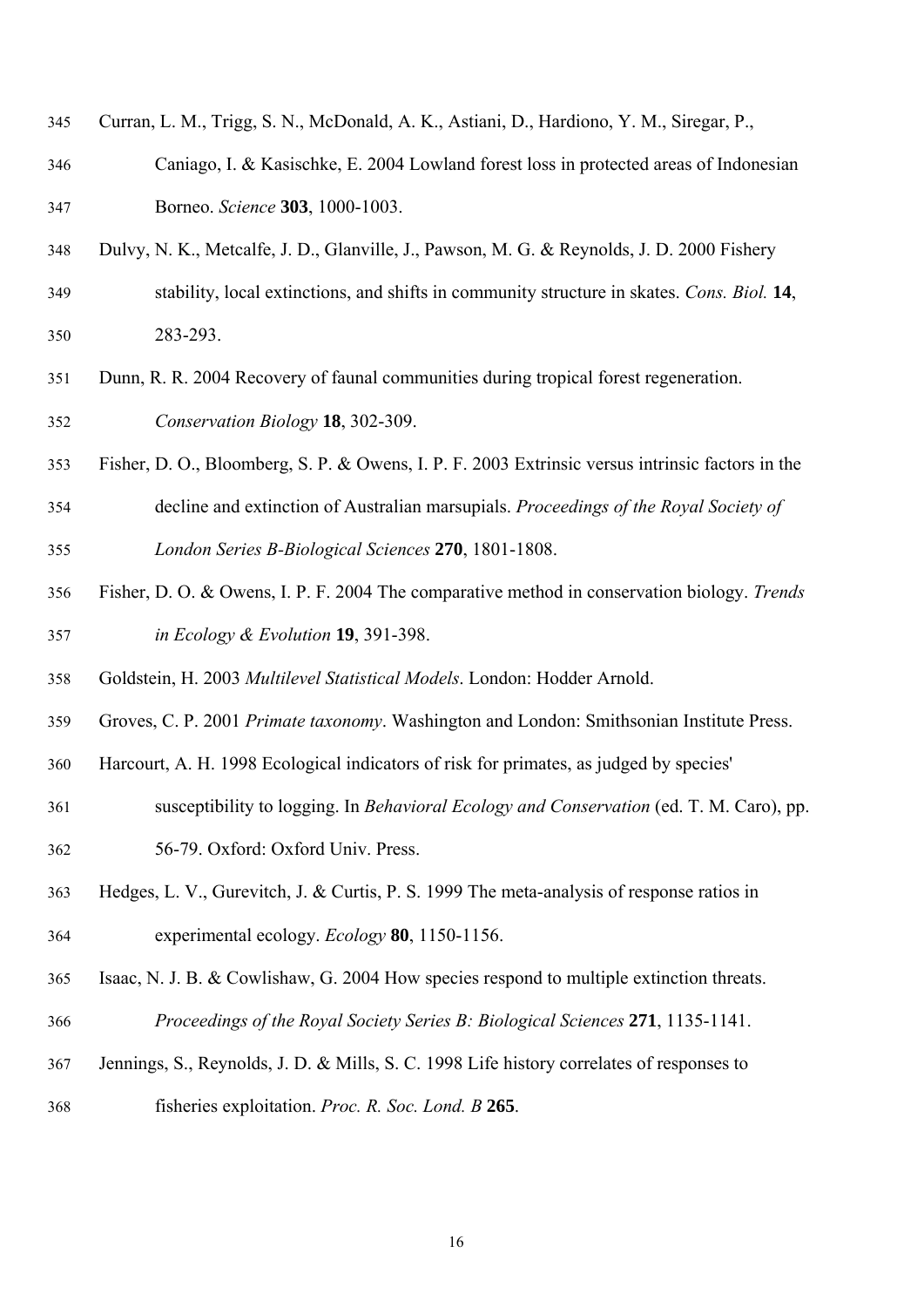Curran, L. M., Trigg, S. N., McDonald, A. K., Astiani, D., Hardiono, Y. M., Siregar, P., Caniago, I. & Kasischke, E. 2004 Lowland forest loss in protected areas of Indonesian Borneo. *Science* **303**, 1000-1003.

Dulvy, N. K., Metcalfe, J. D., Glanville, J., Pawson, M. G. & Reynolds, J. D. 2000 Fishery stability, local extinctions, and shifts in community structure in skates. *Cons. Biol.* **14**, 283-293.

Dunn, R. R. 2004 Recovery of faunal communities during tropical forest regeneration. *Conservation Biology* **18**, 302-309.

Fisher, D. O., Bloomberg, S. P. & Owens, I. P. F. 2003 Extrinsic versus intrinsic factors in the decline and extinction of Australian marsupials. *Proceedings of the Royal Society of London Series B-Biological Sciences* **270**, 1801-1808.

Fisher, D. O. & Owens, I. P. F. 2004 The comparative method in conservation biology. *Trends in Ecology & Evolution* **19**, 391-398.

Goldstein, H. 2003 *Multilevel Statistical Models*. London: Hodder Arnold.

Groves, C. P. 2001 *Primate taxonomy*. Washington and London: Smithsonian Institute Press.

Harcourt, A. H. 1998 Ecological indicators of risk for primates, as judged by species' susceptibility to logging. In *Behavioral Ecology and Conservation* (ed. T. M. Caro), pp. 56-79. Oxford: Oxford Univ. Press.

Hedges, L. V., Gurevitch, J. & Curtis, P. S. 1999 The meta-analysis of response ratios in experimental ecology. *Ecology* **80**, 1150-1156.

Isaac, N. J. B. & Cowlishaw, G. 2004 How species respond to multiple extinction threats. *Proceedings of the Royal Society Series B: Biological Sciences* **271**, 1135-1141.

Jennings, S., Reynolds, J. D. & Mills, S. C. 1998 Life history correlates of responses to fisheries exploitation. *Proc. R. Soc. Lond. B* **265**.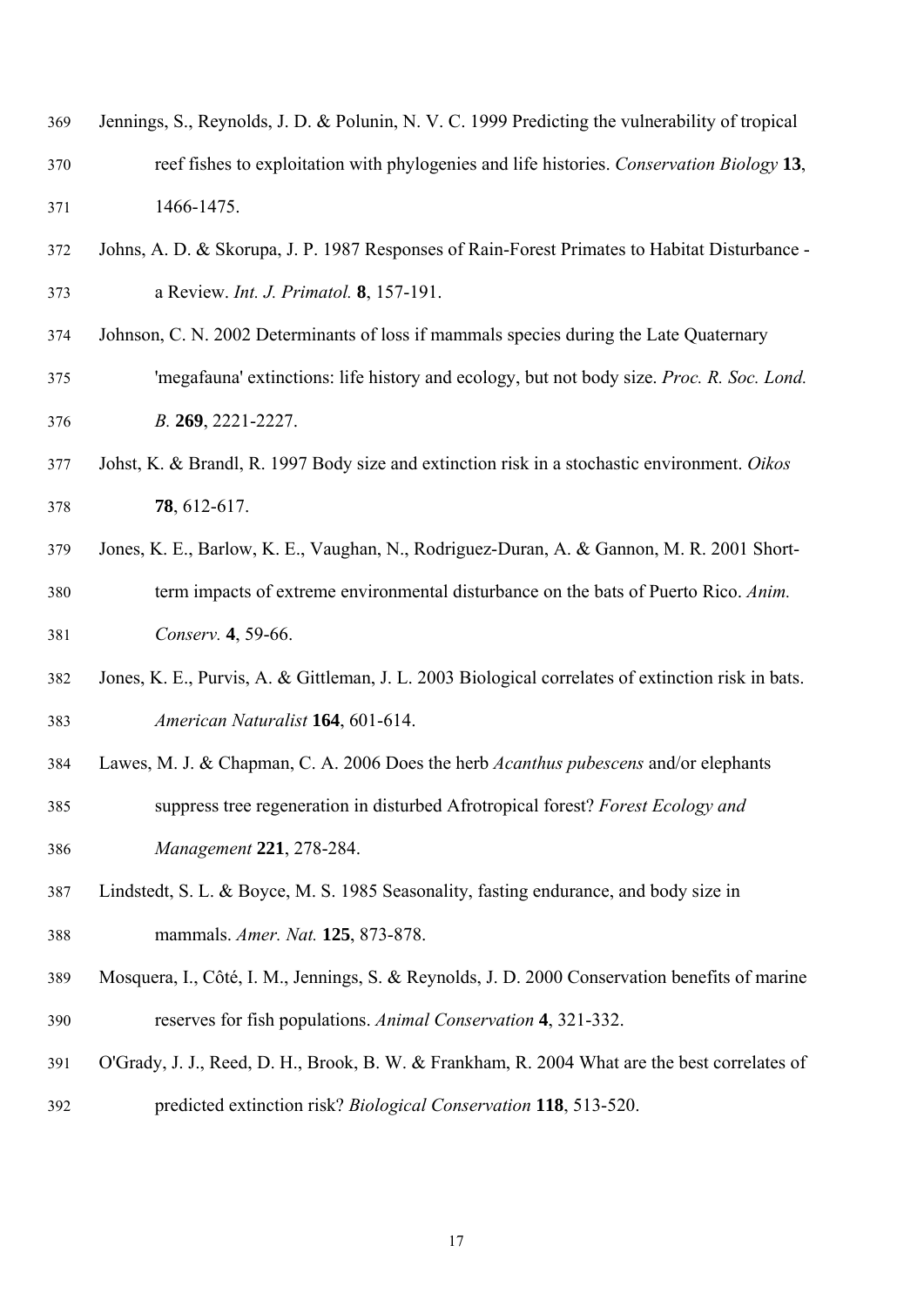Jennings, S., Reynolds, J. D. & Polunin, N. V. C. 1999 Predicting the vulnerability of tropical reef fishes to exploitation with phylogenies and life histories. *Conservation Biology* **13**, 1466-1475.

Johns, A. D. & Skorupa, J. P. 1987 Responses of Rain-Forest Primates to Habitat Disturbance - a Review. *Int. J. Primatol.* **8**, 157-191.

Johnson, C. N. 2002 Determinants of loss if mammals species during the Late Quaternary 'megafauna' extinctions: life history and ecology, but not body size. *Proc. R. Soc. Lond. B.* **269**, 2221-2227.

Johst, K. & Brandl, R. 1997 Body size and extinction risk in a stochastic environment. *Oikos* **78**, 612-617.

Jones, K. E., Barlow, K. E., Vaughan, N., Rodriguez-Duran, A. & Gannon, M. R. 2001 Short-term impacts of extreme environmental disturbance on the bats of Puerto Rico. *Anim. Conserv.* **4**, 59-66.

Jones, K. E., Purvis, A. & Gittleman, J. L. 2003 Biological correlates of extinction risk in bats. *American Naturalist* **164**, 601-614.

Lawes, M. J. & Chapman, C. A. 2006 Does the herb *Acanthus pubescens* and/or elephants suppress tree regeneration in disturbed Afrotropical forest? *Forest Ecology and Management* **221**, 278-284.

Lindstedt, S. L. & Boyce, M. S. 1985 Seasonality, fasting endurance, and body size in mammals. *Amer. Nat.* **125**, 873-878.

Mosquera, I., Côté, I. M., Jennings, S. & Reynolds, J. D. 2000 Conservation benefits of marine reserves for fish populations. *Animal Conservation* **4**, 321-332.

O'Grady, J. J., Reed, D. H., Brook, B. W. & Frankham, R. 2004 What are the best correlates of predicted extinction risk? *Biological Conservation* **118**, 513-520.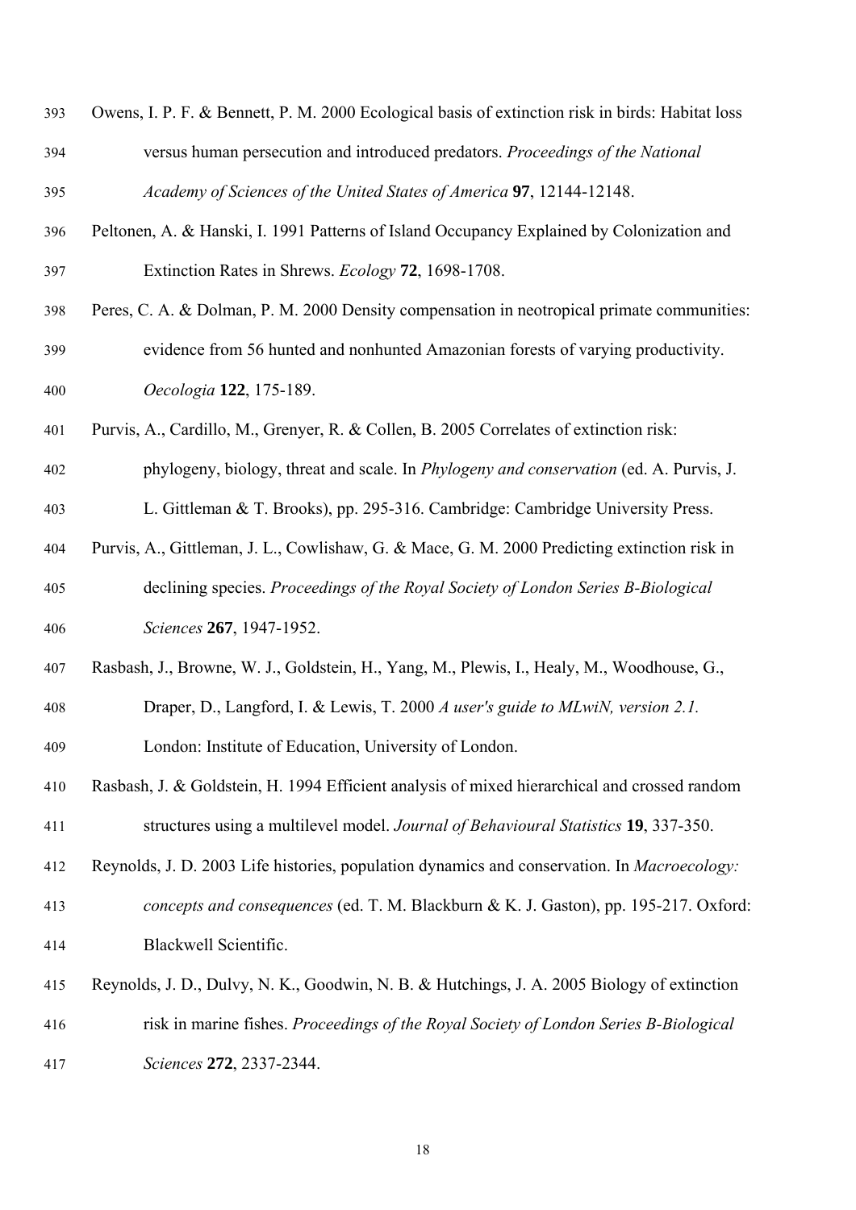Owens, I. P. F. & Bennett, P. M. 2000 Ecological basis of extinction risk in birds: Habitat loss versus human persecution and introduced predators. *Proceedings of the National Academy of Sciences of the United States of America* **97**, 12144-12148.

Peltonen, A. & Hanski, I. 1991 Patterns of Island Occupancy Explained by Colonization and Extinction Rates in Shrews. *Ecology* **72**, 1698-1708.

Peres, C. A. & Dolman, P. M. 2000 Density compensation in neotropical primate communities: evidence from 56 hunted and nonhunted Amazonian forests of varying productivity. *Oecologia* **122**, 175-189.

Purvis, A., Cardillo, M., Grenyer, R. & Collen, B. 2005 Correlates of extinction risk: phylogeny, biology, threat and scale. In *Phylogeny and conservation* (ed. A. Purvis, J. L. Gittleman & T. Brooks), pp. 295-316. Cambridge: Cambridge University Press.

Purvis, A., Gittleman, J. L., Cowlishaw, G. & Mace, G. M. 2000 Predicting extinction risk in declining species. *Proceedings of the Royal Society of London Series B-Biological Sciences* **267**, 1947-1952.

Rasbash, J., Browne, W. J., Goldstein, H., Yang, M., Plewis, I., Healy, M., Woodhouse, G., Draper, D., Langford, I. & Lewis, T. 2000 *A user's guide to MLwiN, version 2.1.* London: Institute of Education, University of London.

Rasbash, J. & Goldstein, H. 1994 Efficient analysis of mixed hierarchical and crossed random structures using a multilevel model. *Journal of Behavioural Statistics* **19**, 337-350.

Reynolds, J. D. 2003 Life histories, population dynamics and conservation. In *Macroecology: concepts and consequences* (ed. T. M. Blackburn & K. J. Gaston), pp. 195-217. Oxford: Blackwell Scientific.

Reynolds, J. D., Dulvy, N. K., Goodwin, N. B. & Hutchings, J. A. 2005 Biology of extinction risk in marine fishes. *Proceedings of the Royal Society of London Series B-Biological Sciences* **272**, 2337-2344.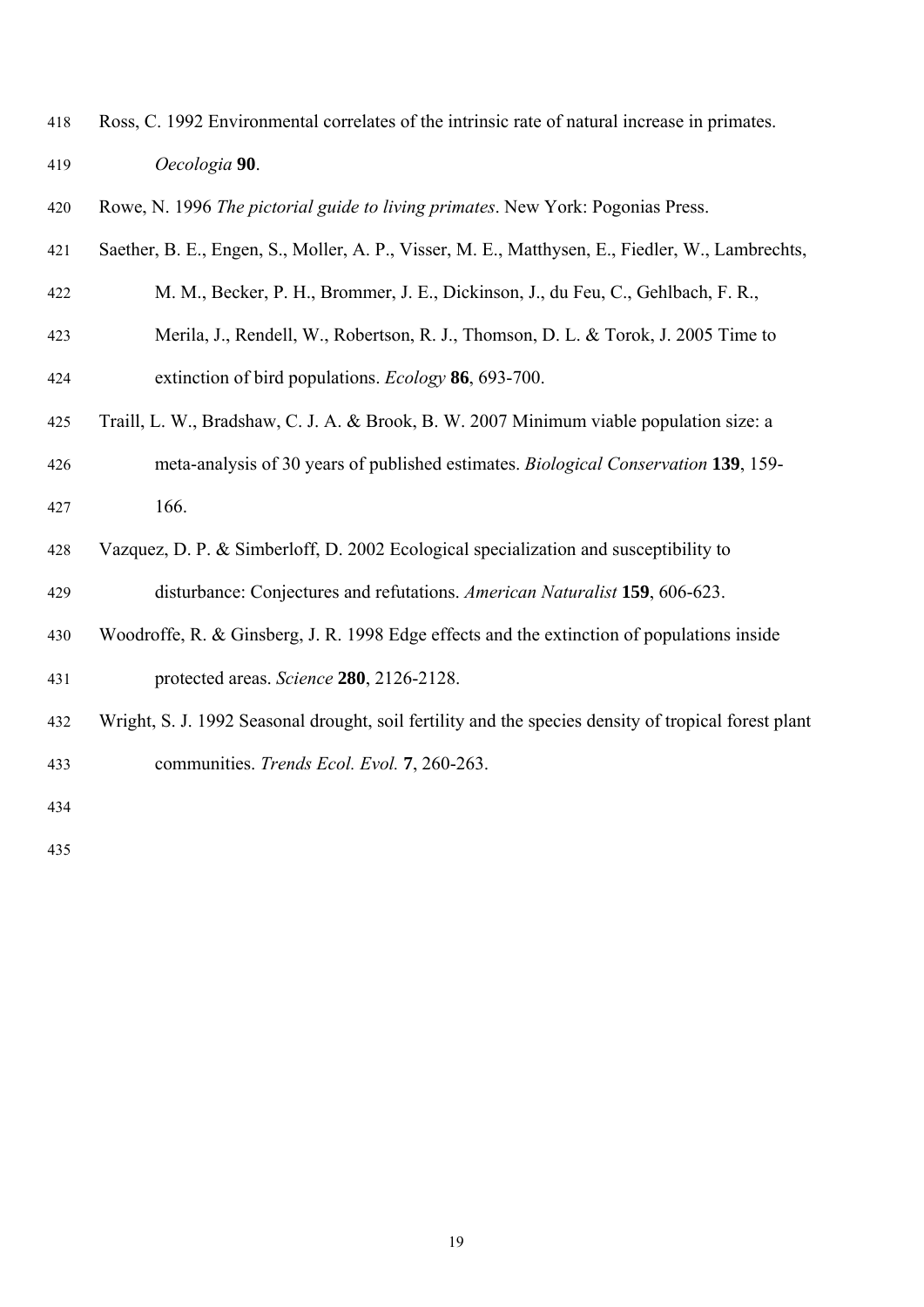Ross, C. 1992 Environmental correlates of the intrinsic rate of natural increase in primates. *Oecologia* **90**.

Rowe, N. 1996 *The pictorial guide to living primates*. New York: Pogonias Press.

Saether, B. E., Engen, S., Moller, A. P., Visser, M. E., Matthysen, E., Fiedler, W., Lambrechts, M. M., Becker, P. H., Brommer, J. E., Dickinson, J., du Feu, C., Gehlbach, F. R., Merila, J., Rendell, W., Robertson, R. J., Thomson, D. L. & Torok, J. 2005 Time to extinction of bird populations. *Ecology* **86**, 693-700.

Traill, L. W., Bradshaw, C. J. A. & Brook, B. W. 2007 Minimum viable population size: a meta-analysis of 30 years of published estimates. *Biological Conservation* **139**, 159-166.

Vazquez, D. P. & Simberloff, D. 2002 Ecological specialization and susceptibility to disturbance: Conjectures and refutations. *American Naturalist* **159**, 606-623.

Woodroffe, R. & Ginsberg, J. R. 1998 Edge effects and the extinction of populations inside protected areas. *Science* **280**, 2126-2128.

Wright, S. J. 1992 Seasonal drought, soil fertility and the species density of tropical forest plant communities. *Trends Ecol. Evol.* **7**, 260-263.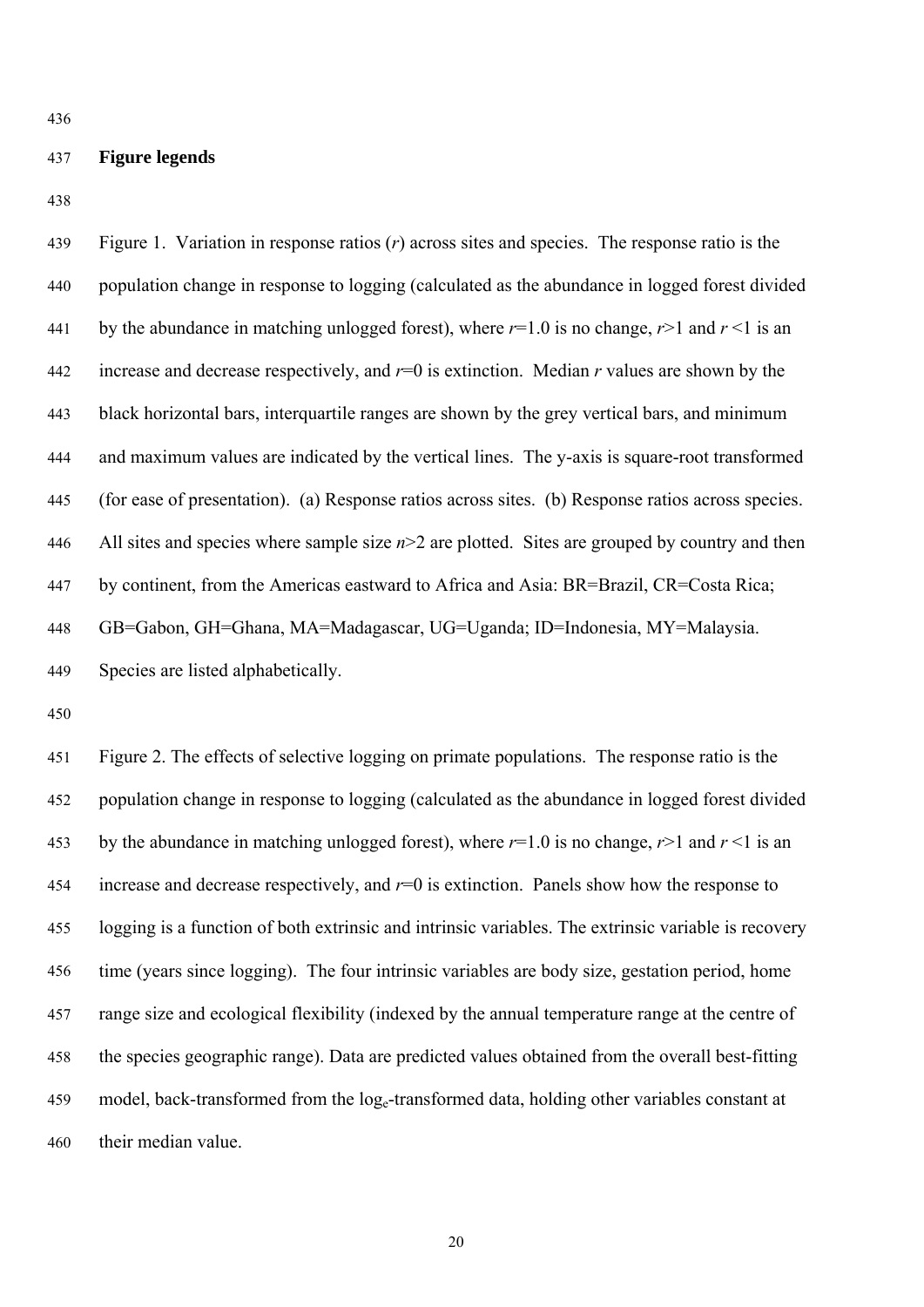**Figure legends**

Figure 1. Variation in response ratios ($r$) across sites and species. The response ratio is the population change in response to logging (calculated as the abundance in logged forest divided by the abundance in matching unlogged forest), where $r$=1.0 is no change, $r$>1 and $r$ <1 is an increase and decrease respectively, and $r$=0 is extinction. Median $r$ values are shown by the black horizontal bars, interquartile ranges are shown by the grey vertical bars, and minimum and maximum values are indicated by the vertical lines. The y-axis is square-root transformed (for ease of presentation). (a) Response ratios across sites. (b) Response ratios across species. All sites and species where sample size $n$>2 are plotted. Sites are grouped by country and then by continent, from the Americas eastward to Africa and Asia: BR=Brazil, CR=Costa Rica; GB=Gabon, GH=Ghana, MA=Madagascar, UG=Uganda; ID=Indonesia, MY=Malaysia. Species are listed alphabetically.

Figure 2. The effects of selective logging on primate populations. The response ratio is the population change in response to logging (calculated as the abundance in logged forest divided by the abundance in matching unlogged forest), where $r$=1.0 is no change, $r$>1 and $r$ <1 is an increase and decrease respectively, and $r$=0 is extinction. Panels show how the response to logging is a function of both extrinsic and intrinsic variables. The extrinsic variable is recovery time (years since logging). The four intrinsic variables are body size, gestation period, home range size and ecological flexibility (indexed by the annual temperature range at the centre of the species geographic range). Data are predicted values obtained from the overall best-fitting model, back-transformed from the $\log_e$-transformed data, holding other variables constant at their median value.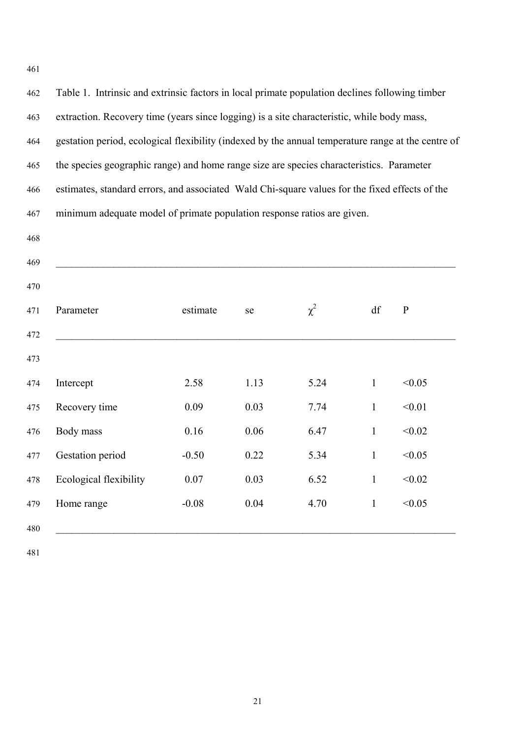Table 1. Intrinsic and extrinsic factors in local primate population declines following timber extraction. Recovery time (years since logging) is a site characteristic, while body mass, gestation period, ecological flexibility (indexed by the annual temperature range at the centre of the species geographic range) and home range size are species characteristics. Parameter estimates, standard errors, and associated Wald Chi-square values for the fixed effects of the minimum adequate model of primate population response ratios are given.

| Parameter | estimate | se | $\chi^2$ | df | P |
|---|---|---|---|---|---|
| Intercept | 2.58 | 1.13 | 5.24 | 1 | <0.05 |
| Recovery time | 0.09 | 0.03 | 7.74 | 1 | <0.01 |
| Body mass | 0.16 | 0.06 | 6.47 | 1 | <0.02 |
| Gestation period | -0.50 | 0.22 | 5.34 | 1 | <0.05 |
| Ecological flexibility | 0.07 | 0.03 | 6.52 | 1 | <0.02 |
| Home range | -0.08 | 0.04 | 4.70 | 1 | <0.05 |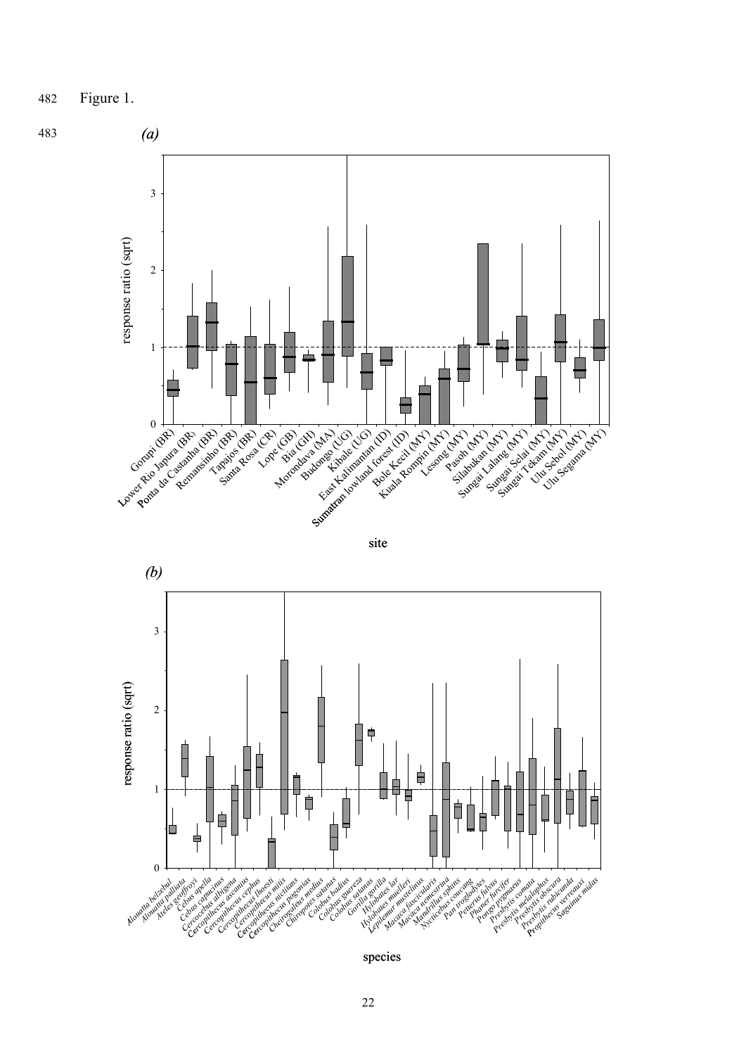Figure 1.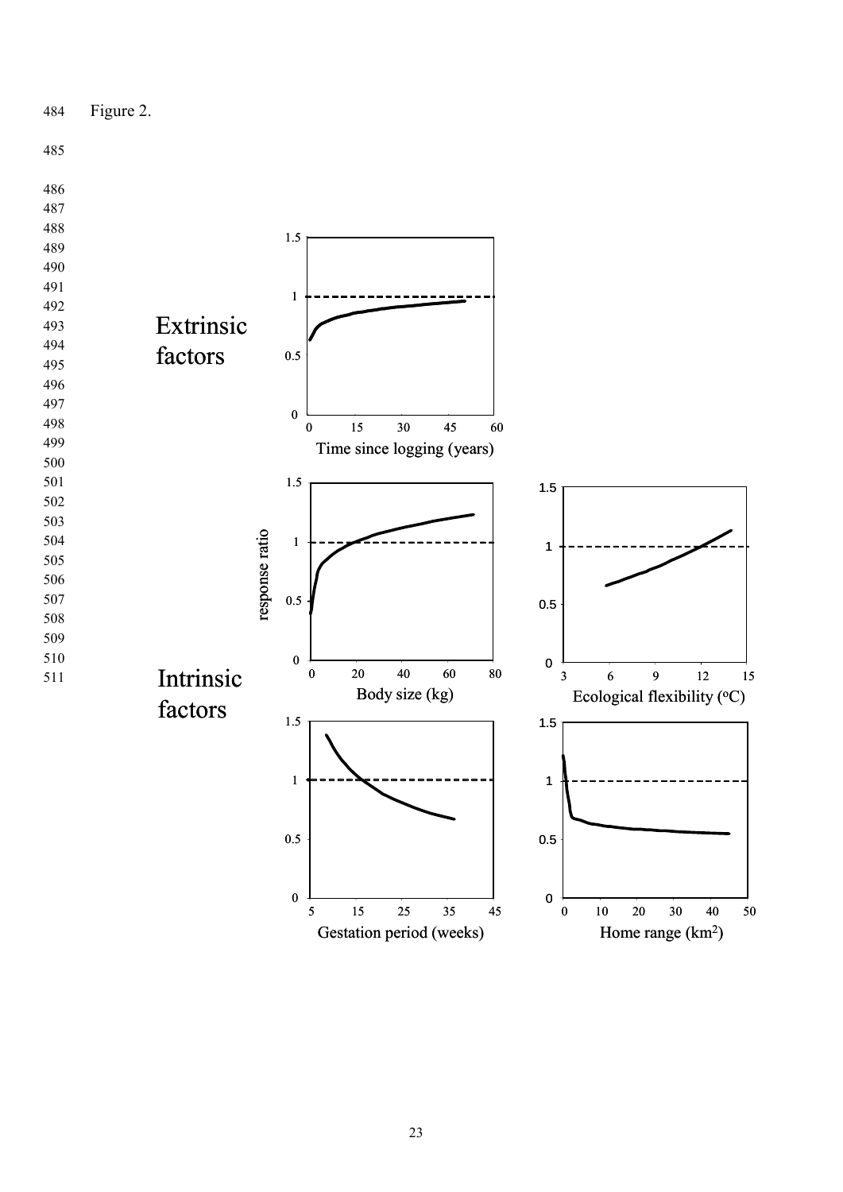Figure 2.

Extrinsic factors

1.5

1

0.5

0

0 15 30 45 60

Time since logging (years)

Intrinsic factors

response ratio

1.5

1

0.5

0

0 20 40 60 80

Body size (kg)

1.5

1

0.5

0

3 6 9 12 15

Ecological flexibility (°C)

1.5

1

0.5

0

5 15 25 35 45

Gestation period (weeks)

1.5

1

0.5

0

0 10 20 30 40 50

Home range ($km^2$)